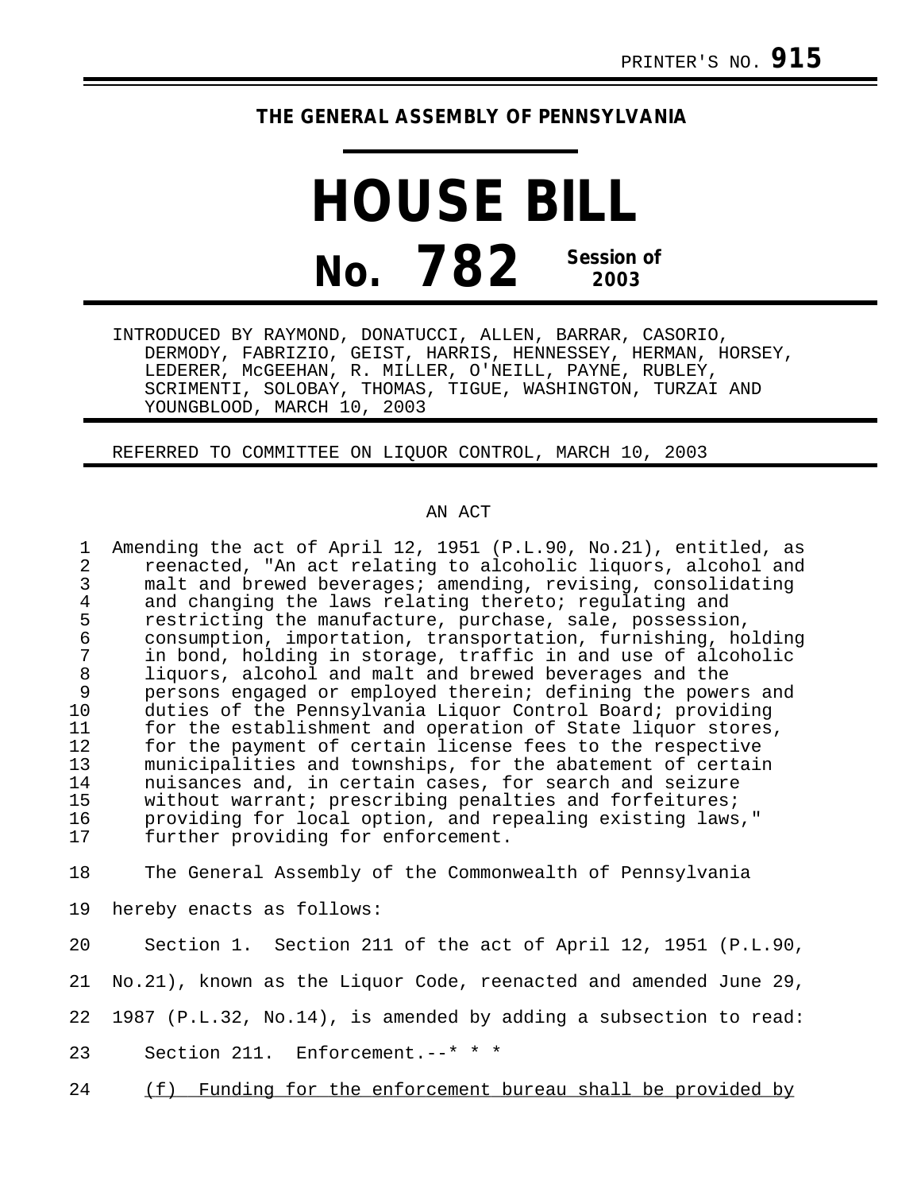PRINTER'S NO. **915**

**THE GENERAL ASSEMBLY OF PENNSYLVANIA**

# HOUSE BILL

# No. 782

**Session of 2003**

INTRODUCED BY RAYMOND, DONATUCCI, ALLEN, BARRAR, CASORIO, DERMODY, FABRIZIO, GEIST, HARRIS, HENNESSEY, HERMAN, HORSEY, LEDERER, McGEEHAN, R. MILLER, O'NEILL, PAYNE, RUBLEY, SCRIMENTI, SOLOBAY, THOMAS, TIGUE, WASHINGTON, TURZAI AND YOUNGBLOOD, MARCH 10, 2003

REFERRED TO COMMITTEE ON LIQUOR CONTROL, MARCH 10, 2003

AN ACT

Amending the act of April 12, 1951 (P.L.90, No.21), entitled, as reenacted, "An act relating to alcoholic liquors, alcohol and malt and brewed beverages; amending, revising, consolidating and changing the laws relating thereto; regulating and restricting the manufacture, purchase, sale, possession, consumption, importation, transportation, furnishing, holding in bond, holding in storage, traffic in and use of alcoholic liquors, alcohol and malt and brewed beverages and the persons engaged or employed therein; defining the powers and duties of the Pennsylvania Liquor Control Board; providing for the establishment and operation of State liquor stores, for the payment of certain license fees to the respective municipalities and townships, for the abatement of certain nuisances and, in certain cases, for search and seizure without warrant; prescribing penalties and forfeitures; providing for local option, and repealing existing laws," further providing for enforcement.

The General Assembly of the Commonwealth of Pennsylvania hereby enacts as follows:

Section 1. Section 211 of the act of April 12, 1951 (P.L.90, No.21), known as the Liquor Code, reenacted and amended June 29, 1987 (P.L.32, No.14), is amended by adding a subsection to read:

Section 211. Enforcement.--* * *

<u>(f) Funding for the enforcement bureau shall be provided by</u>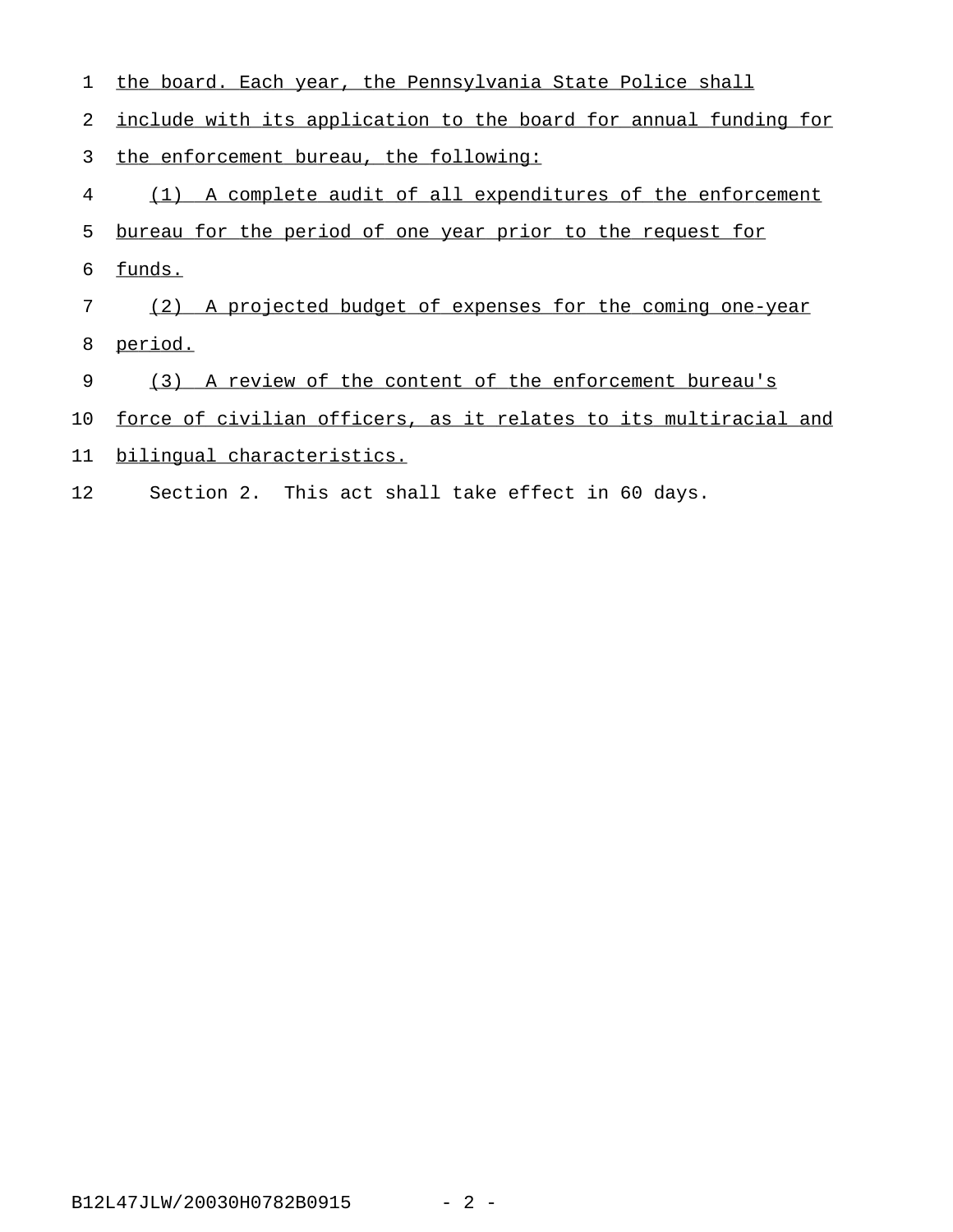the board. Each year, the Pennsylvania State Police shall include with its application to the board for annual funding for the enforcement bureau, the following:

(1) A complete audit of all expenditures of the enforcement bureau for the period of one year prior to the request for funds.

(2) A projected budget of expenses for the coming one-year period.

(3) A review of the content of the enforcement bureau's force of civilian officers, as it relates to its multiracial and bilingual characteristics.

Section 2. This act shall take effect in 60 days.